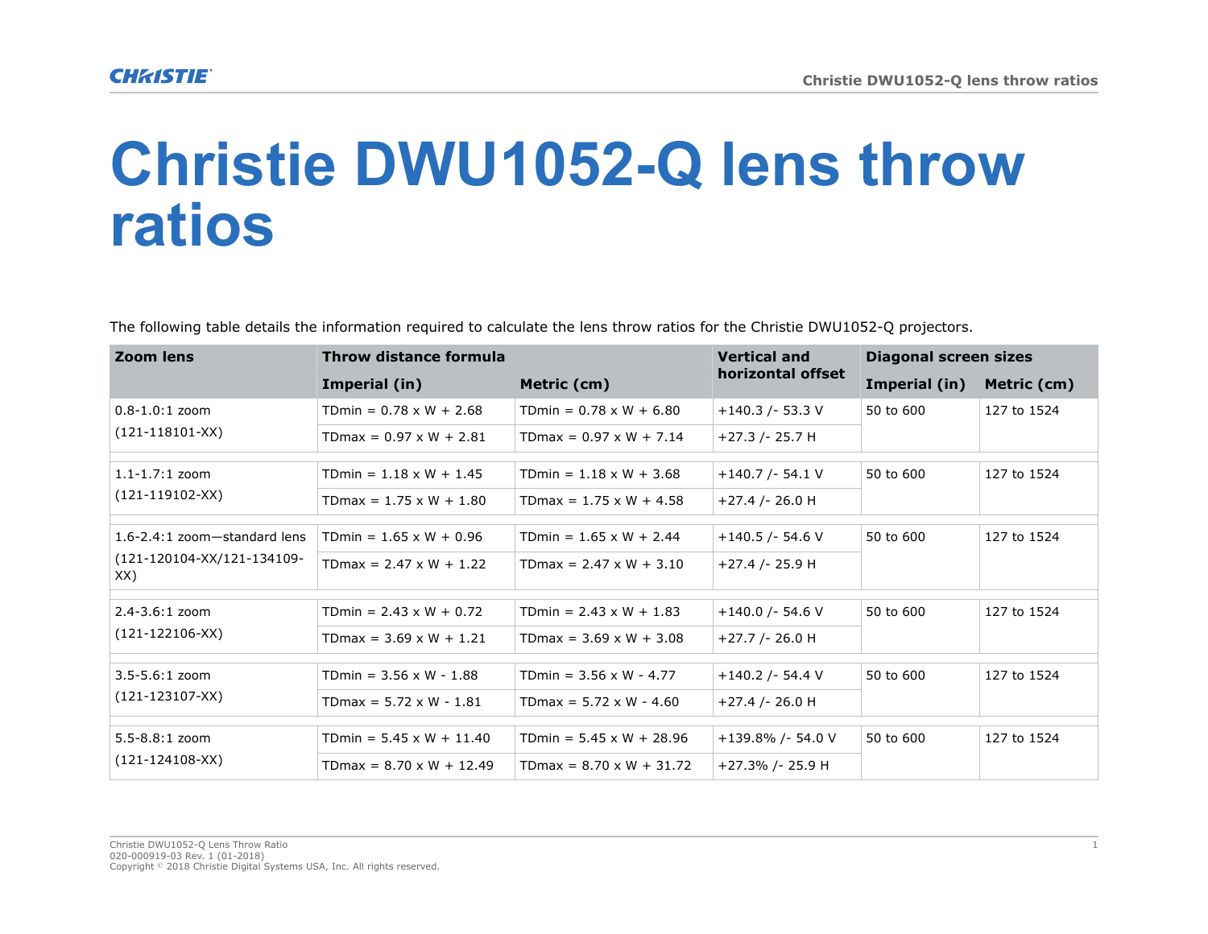# Christie DWU1052-Q lens throw ratios

The following table details the information required to calculate the lens throw ratios for the Christie DWU1052-Q projectors.

| Zoom lens | Throw distance formula | | Vertical and horizontal offset | Diagonal screen sizes | |
|---|---|---|---|---|---|
| | Imperial (in) | Metric (cm) | | Imperial (in) | Metric (cm) |
| 0.8-1.0:1 zoom (121-118101-XX) | TDmin = 0.78 x W + 2.68 | TDmin = 0.78 x W + 6.80 | +140.3 /- 53.3 V | 50 to 600 | 127 to 1524 |
| | TDmax = 0.97 x W + 2.81 | TDmax = 0.97 x W + 7.14 | +27.3 /- 25.7 H | | |
| 1.1-1.7:1 zoom (121-119102-XX) | TDmin = 1.18 x W + 1.45 | TDmin = 1.18 x W + 3.68 | +140.7 /- 54.1 V | 50 to 600 | 127 to 1524 |
| | TDmax = 1.75 x W + 1.80 | TDmax = 1.75 x W + 4.58 | +27.4 /- 26.0 H | | |
| 1.6-2.4:1 zoom—standard lens (121-120104-XX/121-134109-XX) | TDmin = 1.65 x W + 0.96 | TDmin = 1.65 x W + 2.44 | +140.5 /- 54.6 V | 50 to 600 | 127 to 1524 |
| | TDmax = 2.47 x W + 1.22 | TDmax = 2.47 x W + 3.10 | +27.4 /- 25.9 H | | |
| 2.4-3.6:1 zoom (121-122106-XX) | TDmin = 2.43 x W + 0.72 | TDmin = 2.43 x W + 1.83 | +140.0 /- 54.6 V | 50 to 600 | 127 to 1524 |
| | TDmax = 3.69 x W + 1.21 | TDmax = 3.69 x W + 3.08 | +27.7 /- 26.0 H | | |
| 3.5-5.6:1 zoom (121-123107-XX) | TDmin = 3.56 x W - 1.88 | TDmin = 3.56 x W - 4.77 | +140.2 /- 54.4 V | 50 to 600 | 127 to 1524 |
| | TDmax = 5.72 x W - 1.81 | TDmax = 5.72 x W - 4.60 | +27.4 /- 26.0 H | | |
| 5.5-8.8:1 zoom (121-124108-XX) | TDmin = 5.45 x W + 11.40 | TDmin = 5.45 x W + 28.96 | +139.8% /- 54.0 V | 50 to 600 | 127 to 1524 |
| | TDmax = 8.70 x W + 12.49 | TDmax = 8.70 x W + 31.72 | +27.3% /- 25.9 H | | |

Christie DWU1052-Q Lens Throw Ratio
020-000919-03 Rev. 1 (01-2018)
Copyright © 2018 Christie Digital Systems USA, Inc. All rights reserved.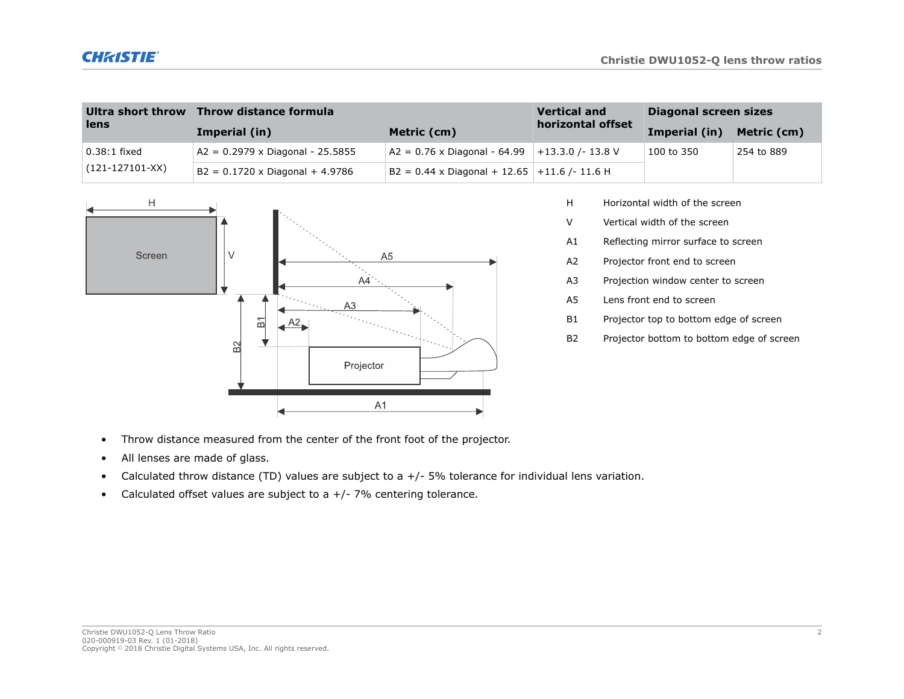| Ultra short throw lens | Throw distance formula | | Vertical and horizontal offset | Diagonal screen sizes | |
|---|---|---|---|---|---|
| | Imperial (in) | Metric (cm) | | Imperial (in) | Metric (cm) |
| 0.38:1 fixed (121-127101-XX) | A2 = 0.2979 x Diagonal - 25.5855 | A2 = 0.76 x Diagonal - 64.99 | +13.3.0 /- 13.8 V | 100 to 350 | 254 to 889 |
| | B2 = 0.1720 x Diagonal + 4.9786 | B2 = 0.44 x Diagonal + 12.65 | +11.6 /- 11.6 H | | |

H
Screen
V
A5
A4
A3
A2
B1
B2
Projector
A1

| | |
|---|---|
| H | Horizontal width of the screen |
| V | Vertical width of the screen |
| A1 | Reflecting mirror surface to screen |
| A2 | Projector front end to screen |
| A3 | Projection window center to screen |
| A5 | Lens front end to screen |
| B1 | Projector top to bottom edge of screen |
| B2 | Projector bottom to bottom edge of screen |

- Throw distance measured from the center of the front foot of the projector.
- All lenses are made of glass.
- Calculated throw distance (TD) values are subject to a +/- 5% tolerance for individual lens variation.
- Calculated offset values are subject to a +/- 7% centering tolerance.